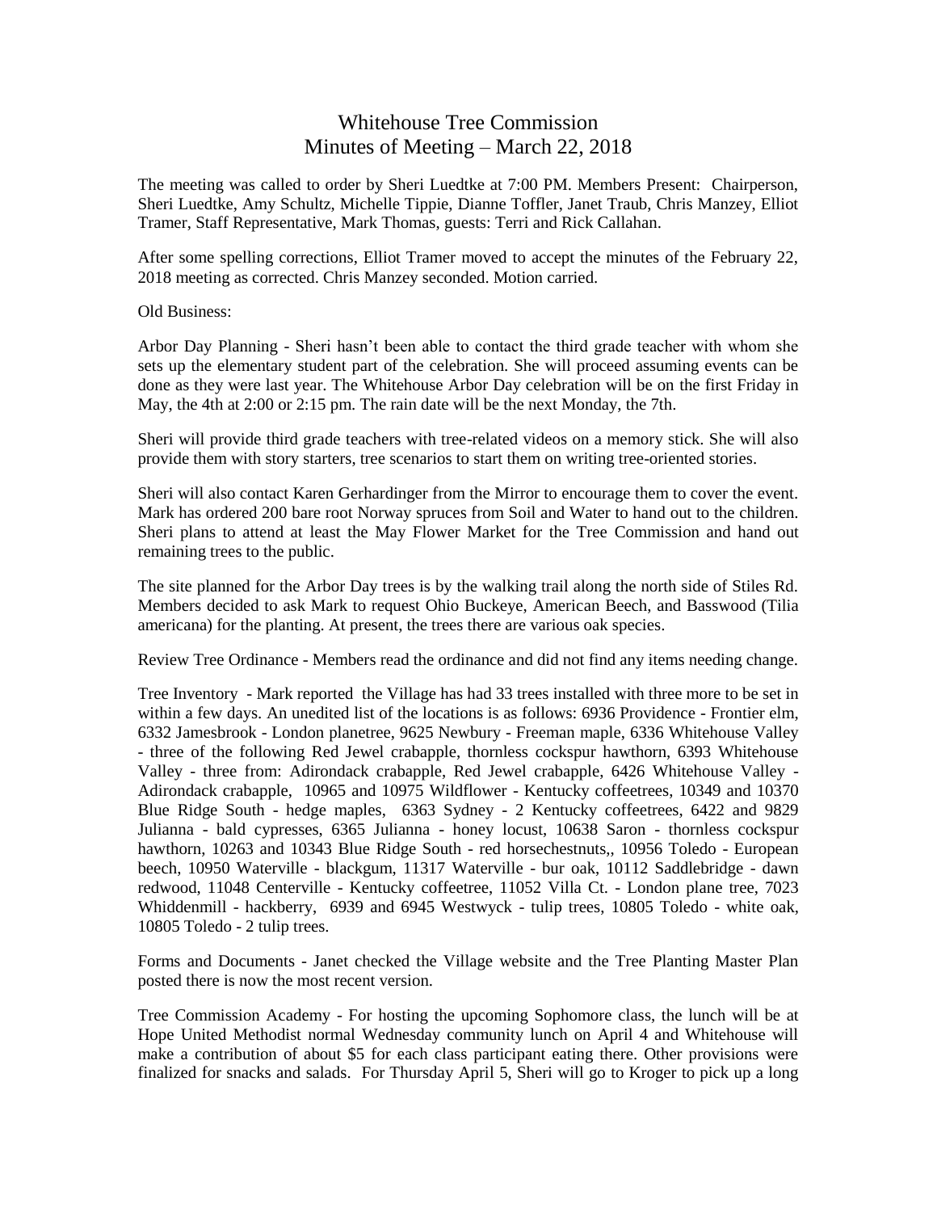# Whitehouse Tree Commission
## Minutes of Meeting – March 22, 2018

The meeting was called to order by Sheri Luedtke at 7:00 PM. Members Present: Chairperson, Sheri Luedtke, Amy Schultz, Michelle Tippie, Dianne Toffler, Janet Traub, Chris Manzey, Elliot Tramer, Staff Representative, Mark Thomas, guests: Terri and Rick Callahan.

After some spelling corrections, Elliot Tramer moved to accept the minutes of the February 22, 2018 meeting as corrected. Chris Manzey seconded. Motion carried.

Old Business:

Arbor Day Planning - Sheri hasn't been able to contact the third grade teacher with whom she sets up the elementary student part of the celebration. She will proceed assuming events can be done as they were last year. The Whitehouse Arbor Day celebration will be on the first Friday in May, the 4th at 2:00 or 2:15 pm. The rain date will be the next Monday, the 7th.

Sheri will provide third grade teachers with tree-related videos on a memory stick. She will also provide them with story starters, tree scenarios to start them on writing tree-oriented stories.

Sheri will also contact Karen Gerhardinger from the Mirror to encourage them to cover the event. Mark has ordered 200 bare root Norway spruces from Soil and Water to hand out to the children. Sheri plans to attend at least the May Flower Market for the Tree Commission and hand out remaining trees to the public.

The site planned for the Arbor Day trees is by the walking trail along the north side of Stiles Rd. Members decided to ask Mark to request Ohio Buckeye, American Beech, and Basswood (Tilia americana) for the planting. At present, the trees there are various oak species.

Review Tree Ordinance - Members read the ordinance and did not find any items needing change.

Tree Inventory - Mark reported the Village has had 33 trees installed with three more to be set in within a few days. An unedited list of the locations is as follows: 6936 Providence - Frontier elm, 6332 Jamesbrook - London planetree, 9625 Newbury - Freeman maple, 6336 Whitehouse Valley - three of the following Red Jewel crabapple, thornless cockspur hawthorn, 6393 Whitehouse Valley - three from: Adirondack crabapple, Red Jewel crabapple, 6426 Whitehouse Valley - Adirondack crabapple, 10965 and 10975 Wildflower - Kentucky coffeetrees, 10349 and 10370 Blue Ridge South - hedge maples, 6363 Sydney - 2 Kentucky coffeetrees, 6422 and 9829 Julianna - bald cypresses, 6365 Julianna - honey locust, 10638 Saron - thornless cockspur hawthorn, 10263 and 10343 Blue Ridge South - red horsechestnuts,, 10956 Toledo - European beech, 10950 Waterville - blackgum, 11317 Waterville - bur oak, 10112 Saddlebridge - dawn redwood, 11048 Centerville - Kentucky coffeetree, 11052 Villa Ct. - London plane tree, 7023 Whiddenmill - hackberry, 6939 and 6945 Westwyck - tulip trees, 10805 Toledo - white oak, 10805 Toledo - 2 tulip trees.

Forms and Documents - Janet checked the Village website and the Tree Planting Master Plan posted there is now the most recent version.

Tree Commission Academy - For hosting the upcoming Sophomore class, the lunch will be at Hope United Methodist normal Wednesday community lunch on April 4 and Whitehouse will make a contribution of about $5 for each class participant eating there. Other provisions were finalized for snacks and salads. For Thursday April 5, Sheri will go to Kroger to pick up a long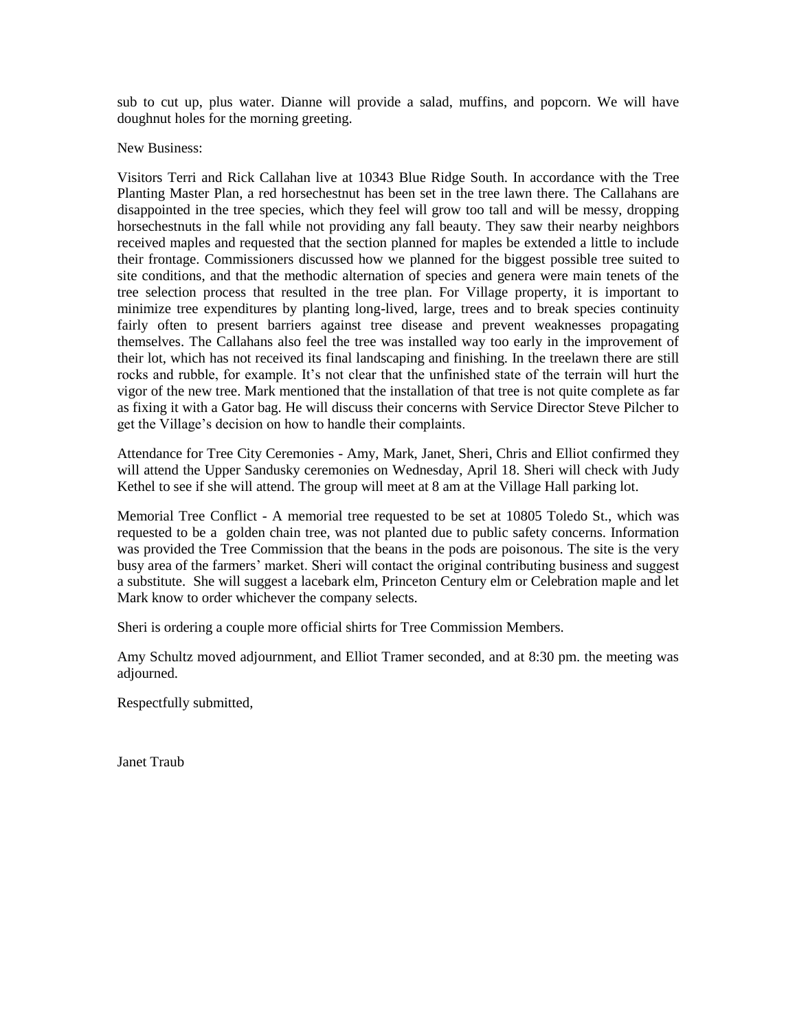sub to cut up, plus water. Dianne will provide a salad, muffins, and popcorn. We will have doughnut holes for the morning greeting.

New Business:

Visitors Terri and Rick Callahan live at 10343 Blue Ridge South. In accordance with the Tree Planting Master Plan, a red horsechestnut has been set in the tree lawn there. The Callahans are disappointed in the tree species, which they feel will grow too tall and will be messy, dropping horsechestnuts in the fall while not providing any fall beauty. They saw their nearby neighbors received maples and requested that the section planned for maples be extended a little to include their frontage. Commissioners discussed how we planned for the biggest possible tree suited to site conditions, and that the methodic alternation of species and genera were main tenets of the tree selection process that resulted in the tree plan. For Village property, it is important to minimize tree expenditures by planting long-lived, large, trees and to break species continuity fairly often to present barriers against tree disease and prevent weaknesses propagating themselves. The Callahans also feel the tree was installed way too early in the improvement of their lot, which has not received its final landscaping and finishing. In the treelawn there are still rocks and rubble, for example. It's not clear that the unfinished state of the terrain will hurt the vigor of the new tree. Mark mentioned that the installation of that tree is not quite complete as far as fixing it with a Gator bag. He will discuss their concerns with Service Director Steve Pilcher to get the Village's decision on how to handle their complaints.

Attendance for Tree City Ceremonies - Amy, Mark, Janet, Sheri, Chris and Elliot confirmed they will attend the Upper Sandusky ceremonies on Wednesday, April 18. Sheri will check with Judy Kethel to see if she will attend. The group will meet at 8 am at the Village Hall parking lot.

Memorial Tree Conflict - A memorial tree requested to be set at 10805 Toledo St., which was requested to be a golden chain tree, was not planted due to public safety concerns. Information was provided the Tree Commission that the beans in the pods are poisonous. The site is the very busy area of the farmers' market. Sheri will contact the original contributing business and suggest a substitute. She will suggest a lacebark elm, Princeton Century elm or Celebration maple and let Mark know to order whichever the company selects.

Sheri is ordering a couple more official shirts for Tree Commission Members.

Amy Schultz moved adjournment, and Elliot Tramer seconded, and at 8:30 pm. the meeting was adjourned.

Respectfully submitted,

Janet Traub